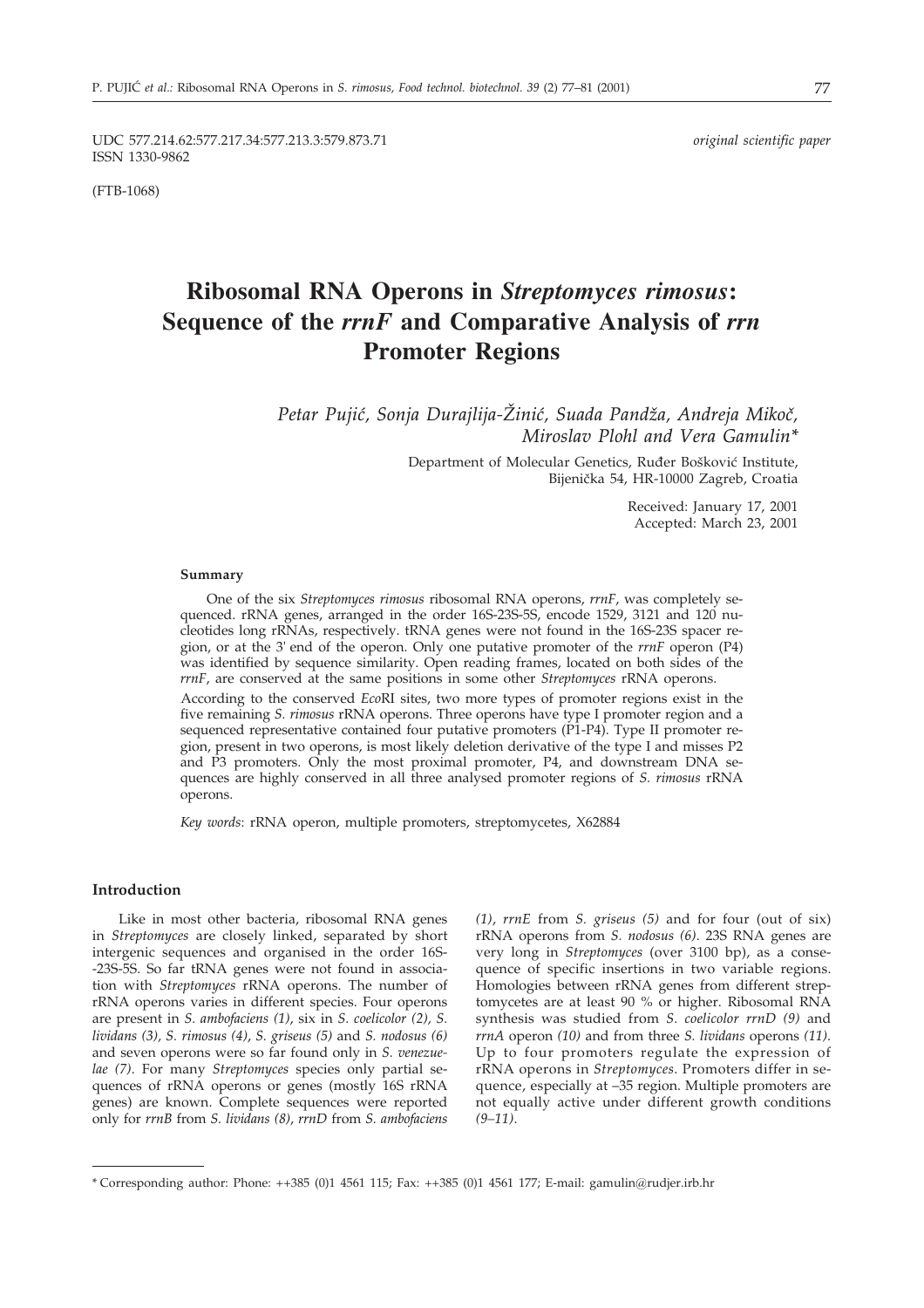UDC 577.214.62:577.217.34:577.213.3:579.873.71 *original scientific paper*
ISSN 1330-9862

(FTB-1068)

# Ribosomal RNA Operons in *Streptomyces rimosus*: Sequence of the *rrnF* and Comparative Analysis of *rrn* Promoter Regions

*Petar Pujić, Sonja Durajlija-Žinić, Suada Pandža, Andreja Mikoč, Miroslav Plohl and Vera Gamulin**

Department of Molecular Genetics, Ruđer Bošković Institute, Bijenička 54, HR-10000 Zagreb, Croatia

Received: January 17, 2001
Accepted: March 23, 2001

#### Summary

One of the six *Streptomyces rimosus* ribosomal RNA operons, *rrnF*, was completely sequenced. rRNA genes, arranged in the order 16S-23S-5S, encode 1529, 3121 and 120 nucleotides long rRNAs, respectively. tRNA genes were not found in the 16S-23S spacer region, or at the 3' end of the operon. Only one putative promoter of the *rrnF* operon (P4) was identified by sequence similarity. Open reading frames, located on both sides of the *rrnF*, are conserved at the same positions in some other *Streptomyces* rRNA operons.

According to the conserved *Eco*RI sites, two more types of promoter regions exist in the five remaining *S. rimosus* rRNA operons. Three operons have type I promoter region and a sequenced representative contained four putative promoters (P1-P4). Type II promoter region, present in two operons, is most likely deletion derivative of the type I and misses P2 and P3 promoters. Only the most proximal promoter, P4, and downstream DNA sequences are highly conserved in all three analysed promoter regions of *S. rimosus* rRNA operons.

*Key words*: rRNA operon, multiple promoters, streptomycetes, X62884

#### Introduction

Like in most other bacteria, ribosomal RNA genes in *Streptomyces* are closely linked, separated by short intergenic sequences and organised in the order 16S-23S-5S. So far tRNA genes were not found in association with *Streptomyces* rRNA operons. The number of rRNA operons varies in different species. Four operons are present in *S. ambofaciens (1)*, six in *S. coelicolor (2)*, *S. lividans (3)*, *S. rimosus (4)*, *S. griseus (5)* and *S. nodosus (6)* and seven operons were so far found only in *S. venezuelae (7)*. For many *Streptomyces* species only partial sequences of rRNA operons or genes (mostly 16S rRNA genes) are known. Complete sequences were reported only for *rrnB* from *S. lividans (8)*, *rrnD* from *S. ambofaciens (1)*, *rrnE* from *S. griseus (5)* and for four (out of six) rRNA operons from *S. nodosus (6)*. 23S RNA genes are very long in *Streptomyces* (over 3100 bp), as a consequence of specific insertions in two variable regions. Homologies between rRNA genes from different streptomycetes are at least 90 % or higher. Ribosomal RNA synthesis was studied from *S. coelicolor rrnD (9)* and *rrnA* operon *(10)* and from three *S. lividans* operons *(11)*. Up to four promoters regulate the expression of rRNA operons in *Streptomyces*. Promoters differ in sequence, especially at –35 region. Multiple promoters are not equally active under different growth conditions *(9–11)*.

\* Corresponding author: Phone: ++385 (0)1 4561 115; Fax: ++385 (0)1 4561 177; E-mail: gamulin@rudjer.irb.hr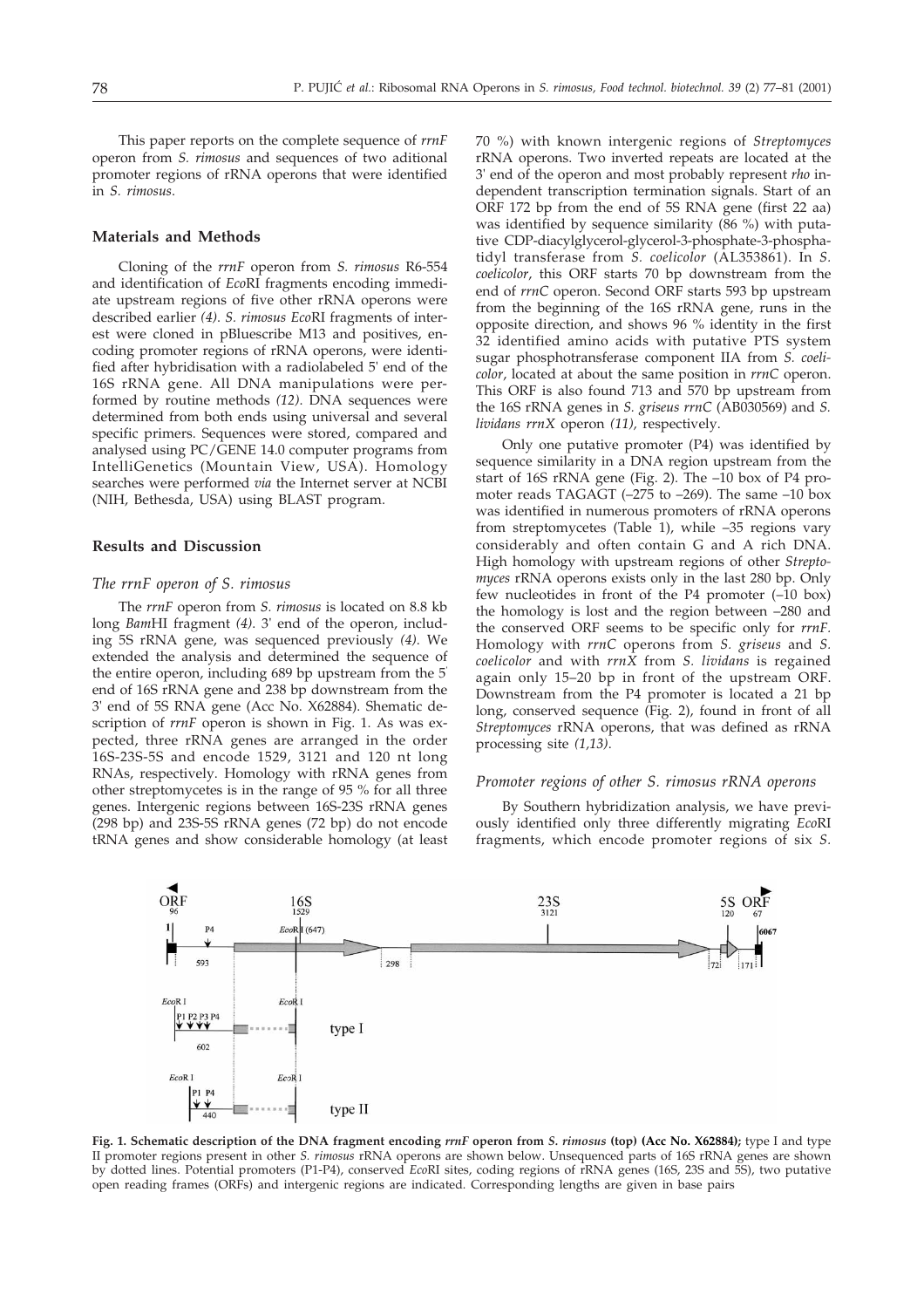This paper reports on the complete sequence of *rrnF* operon from *S. rimosus* and sequences of two aditional promoter regions of rRNA operons that were identified in *S. rimosus*.

## Materials and Methods

Cloning of the *rrnF* operon from *S. rimosus* R6-554 and identification of *Eco*RI fragments encoding immediate upstream regions of five other rRNA operons were described earlier *(4)*. *S. rimosus Eco*RI fragments of interest were cloned in pBluescribe M13 and positives, encoding promoter regions of rRNA operons, were identified after hybridisation with a radiolabeled 5' end of the 16S rRNA gene. All DNA manipulations were performed by routine methods *(12)*. DNA sequences were determined from both ends using universal and several specific primers. Sequences were stored, compared and analysed using PC/GENE 14.0 computer programs from IntelliGenetics (Mountain View, USA). Homology searches were performed *via* the Internet server at NCBI (NIH, Bethesda, USA) using BLAST program.

## Results and Discussion

### *The rrnF operon of S. rimosus*

The *rrnF* operon from *S. rimosus* is located on 8.8 kb long *Bam*HI fragment *(4)*. 3' end of the operon, including 5S rRNA gene, was sequenced previously *(4)*. We extended the analysis and determined the sequence of the entire operon, including 689 bp upstream from the 5' end of 16S rRNA gene and 238 bp downstream from the 3' end of 5S RNA gene (Acc No. X62884). Shematic description of *rrnF* operon is shown in Fig. 1. As was expected, three rRNA genes are arranged in the order 16S-23S-5S and encode 1529, 3121 and 120 nt long RNAs, respectively. Homology with rRNA genes from other streptomycetes is in the range of 95 % for all three genes. Intergenic regions between 16S-23S rRNA genes (298 bp) and 23S-5S rRNA genes (72 bp) do not encode tRNA genes and show considerable homology (at least 70 %) with known intergenic regions of *Streptomyces* rRNA operons. Two inverted repeats are located at the 3' end of the operon and most probably represent *rho* independent transcription termination signals. Start of an ORF 172 bp from the end of 5S RNA gene (first 22 aa) was identified by sequence similarity (86 %) with putative CDP-diacylglycerol-glycerol-3-phosphate-3-phosphatidyl transferase from *S. coelicolor* (AL353861). In *S. coelicolor*, this ORF starts 70 bp downstream from the end of *rrnC* operon. Second ORF starts 593 bp upstream from the beginning of the 16S rRNA gene, runs in the opposite direction, and shows 96 % identity in the first 32 identified amino acids with putative PTS system sugar phosphotransferase component IIA from *S. coelicolor*, located at about the same position in *rrnC* operon. This ORF is also found 713 and 570 bp upstream from the 16S rRNA genes in *S. griseus rrnC* (AB030569) and *S. lividans rrnX* operon *(11)*, respectively.

Only one putative promoter (P4) was identified by sequence similarity in a DNA region upstream from the start of 16S rRNA gene (Fig. 2). The –10 box of P4 promoter reads TAGAGT (–275 to –269). The same –10 box was identified in numerous promoters of rRNA operons from streptomycetes (Table 1), while –35 regions vary considerably and often contain G and A rich DNA. High homology with upstream regions of other *Streptomyces* rRNA operons exists only in the last 280 bp. Only few nucleotides in front of the P4 promoter (–10 box) the homology is lost and the region between –280 and the conserved ORF seems to be specific only for *rrnF*. Homology with *rrnC* operons from *S. griseus* and *S. coelicolor* and with *rrnX* from *S. lividans* is regained again only 15–20 bp in front of the upstream ORF. Downstream from the P4 promoter is located a 21 bp long, conserved sequence (Fig. 2), found in front of all *Streptomyces* rRNA operons, that was defined as rRNA processing site *(1,13)*.

### *Promoter regions of other S. rimosus rRNA operons*

By Southern hybridization analysis, we have previously identified only three differently migrating *Eco*RI fragments, which encode promoter regions of six *S.*

ORF
96
1
P4
593
16S
1529
*Eco*R I (647)
298
23S
3121
5S
120
ORF
67
72
171
6067
*Eco*R I
P1 P2 P3 P4
602
*Eco*R I
type I
*Eco*R I
P1 P4
440
*Eco*R I
type II

**Fig. 1. Schematic description of the DNA fragment encoding *rrnF* operon from *S. rimosus* (top) (Acc No. X62884);** type I and type II promoter regions present in other *S. rimosus* rRNA operons are shown below. Unsequenced parts of 16S rRNA genes are shown by dotted lines. Potential promoters (P1-P4), conserved *Eco*RI sites, coding regions of rRNA genes (16S, 23S and 5S), two putative open reading frames (ORFs) and intergenic regions are indicated. Corresponding lengths are given in base pairs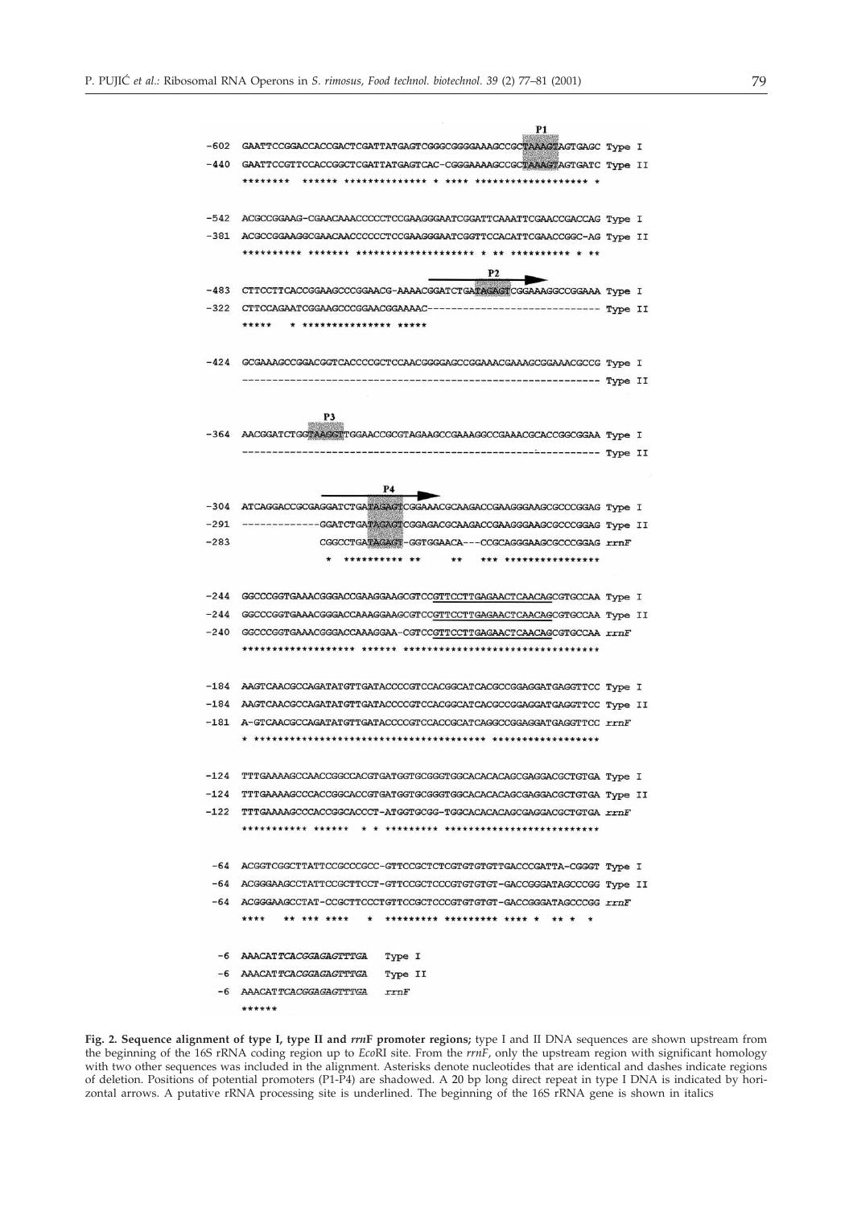```
                                                                  P1
-602  GAATTCCGGACCACCGACTCGATTATGAGTCGGGCGGGGAAAGCCGCTAAAGTAGTGAGC Type I
-440  GAATTCCGTTCCACCGGCTCGATTATGAGTCAC-CGGGAAAAGCCGCTAAAGTAGTGATC Type II
      ********  ****** ************** * **** ******************* *

-542  ACGCCGGAAG-CGAACAAACCCCCTCCGAAGGGAATCGGATTCAAATTCGAACCGACCAG Type I
-381  ACGCCGGAAGGCGAACAACCCCCCTCCGAAGGGAATCGGTTCCACATTCGAACCGGC-AG Type II
      ********** ******* ******************** * ** ********* * **
                                               P2
-483  CTTCCTTCACCGGAAGCCCGGAACG-AAAACGGATCTGATAGAGTCGGAAAGGCCGGAAA Type I
-322  CTTCCAGAATCGGAAGCCCGGAACGGAAAAC----------------------------- Type II
      *****    * *************** *****

-424  GCGAAAGCCGGACGGTCACCCCGCTCCAACGGGGAGCCGGAAACGAAAGCGGAAACGCCG Type I
      ------------------------------------------------------------ Type II

                 P3
-364  AACGGATCTGGTAAGGTTGGAACCGCGTAGAAGCCGAAAGGCCGAAACGCACCGGCGGAA Type I
      ------------------------------------------------------------ Type II

                        P4
-304  ATCAGGACCGCGAGGATCTGATAGAGTCGGAAACGCAAGACCGAAGGGAAGCGCCCGGAG Type I
-291  ------------GGATCTGATAGAGTCGGAGACGCAAGACCGAAGGGAAGCGCCCGGAG Type II
-283              CGGCCTGATAGAGT-GGTGGAACA---CCGCAGGGAAGCGCCCGGAG rrnF
                  *  ********** **     **   *** ****************

-244  GGCCCGGTGAAACGGGACCGAAGGAAGCGTCCGTTCCTTGAGAACTCAACAGCGTGCCAA Type I
-244  GGCCCGGTGAAACGGGACCAAAGGAAGCGTCCGTTCCTTGAGAACTCAACAGCGTGCCAA Type II
-240  GGCCCGGTGAAACGGGACCAAAGGAA-CGTCCGTTCCTTGAGAACTCAACAGCGTGCCAA rrnF
      ******************* ****** *********************************

-184  AAGTCAACGCCAGATATGTTGATACCCCGTCCACGGCATCACGCCGGAGGATGAGGTTCC Type I
-184  AAGTCAACGCCAGATATGTTGATACCCCGTCCACGGCATCACGCCGGAGGATGAGGTTCC Type II
-181  A-GTCAACGCCAGATATGTTGATACCCCGTCCACCGCATCAGGCCGGAGGATGAGGTTCC rrnF
      * ***************************************** ******************

-124  TTTGAAAAGCCAACCGGCCACGTGATGGTGCGGGTGGCACACACAGCGAGGACGCTGTGA Type I
-124  TTTGAAAAGCCCACCGGCACCGTGATGGTGCGGGTGGCACACACAGCGAGGACGCTGTGA Type II
-122  TTTGAAAAGCCCACCGGCACCCT-ATGGTGCGG-TGGCACACACAGCGAGGACGCTGTGA rrnF
      *********** ******  * * ********* **************************

 -64  ACGGTCGGCTTATTCCGCCCGCC-GTTCCGCTCTCGTGTGTGTTGACCCGATTA-CGGGT Type I
 -64  ACGGGAAGCCTATTCCGCTTCCT-GTTCCGCTCCCGTGTGTGT-GACCGGGATAGCCCGG Type II
 -64  ACGGGAAGCCTAT-CCGCTTCCCTGTTCCGCTCCCGTGTGTGT-GACCGGGATAGCCCGG rrnF
      ****   ** *** ****   *  ********* ********* **** *  ** *  *

  -6  AAACATTCACGGAGAGTTTGA   Type I
  -6  AAACATTCACGGAGAGTTTGA   Type II
  -6  AAACATTCACGGAGAGTTTGA   rrnF
      ******
```

**Fig. 2. Sequence alignment of type I, type II and *rrn*F promoter regions;** type I and II DNA sequences are shown upstream from the beginning of the 16S rRNA coding region up to *Eco*RI site. From the *rrnF*, only the upstream region with significant homology with two other sequences was included in the alignment. Asterisks denote nucleotides that are identical and dashes indicate regions of deletion. Positions of potential promoters (P1-P4) are shadowed. A 20 bp long direct repeat in type I DNA is indicated by horizontal arrows. A putative rRNA processing site is underlined. The beginning of the 16S rRNA gene is shown in italics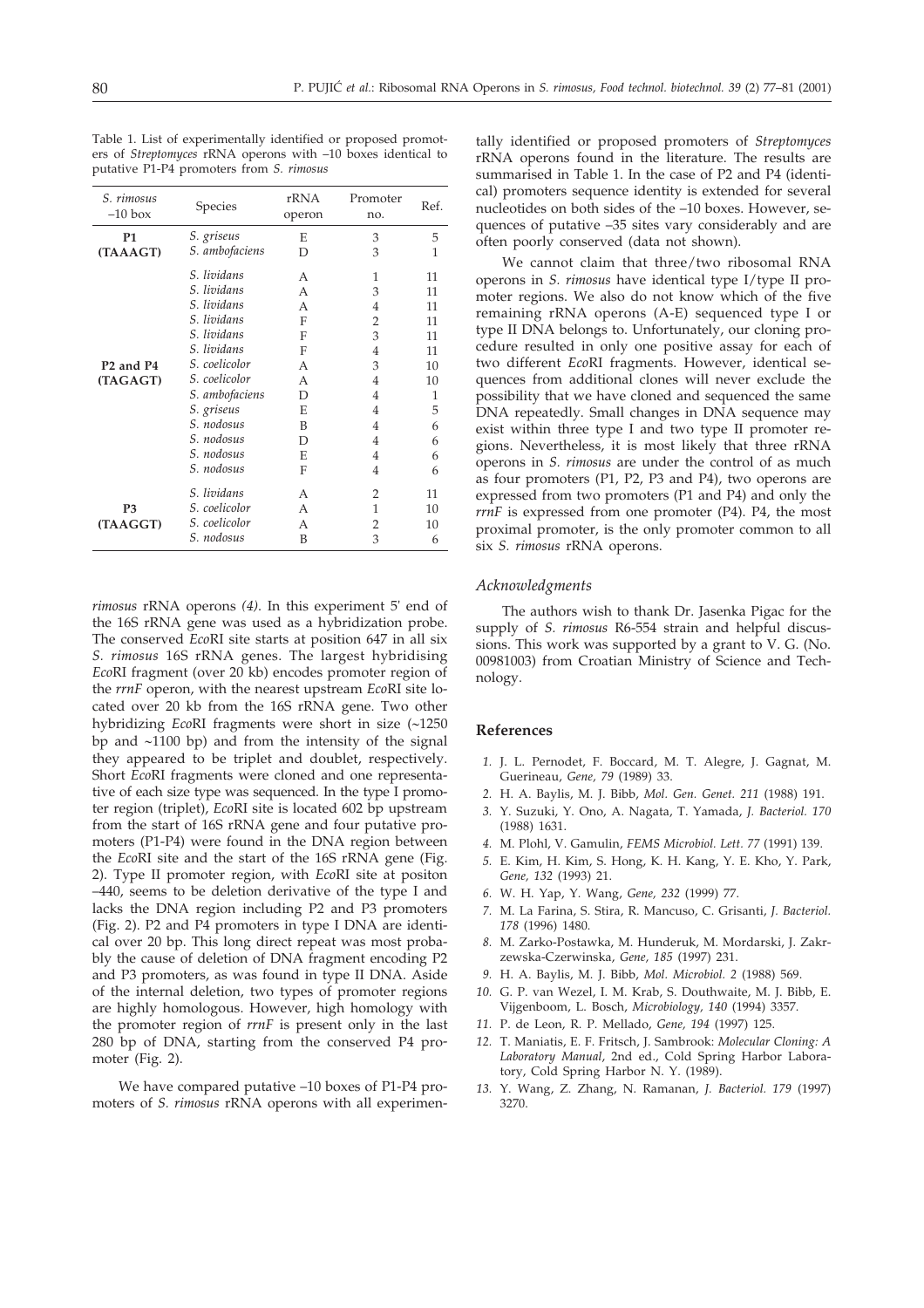Table 1. List of experimentally identified or proposed promoters of *Streptomyces* rRNA operons with –10 boxes identical to putative P1-P4 promoters from *S. rimosus*

| *S. rimosus* –10 box | Species | rRNA operon | Promoter no. | Ref. |
|---|---|---|---|---|
| **P1** | *S. griseus* | E | 3 | 5 |
| **(TAAAGT)** | *S. ambofaciens* | D | 3 | 1 |
| | *S. lividans* | A | 1 | 11 |
| | *S. lividans* | A | 3 | 11 |
| | *S. lividans* | A | 4 | 11 |
| | *S. lividans* | F | 2 | 11 |
| | *S. lividans* | F | 3 | 11 |
| | *S. lividans* | F | 4 | 11 |
| **P2 and P4** | *S. coelicolor* | A | 3 | 10 |
| **(TAGAGT)** | *S. coelicolor* | A | 4 | 10 |
| | *S. ambofaciens* | D | 4 | 1 |
| | *S. griseus* | E | 4 | 5 |
| | *S. nodosus* | B | 4 | 6 |
| | *S. nodosus* | D | 4 | 6 |
| | *S. nodosus* | E | 4 | 6 |
| | *S. nodosus* | F | 4 | 6 |
| | *S. lividans* | A | 2 | 11 |
| **P3** | *S. coelicolor* | A | 1 | 10 |
| **(TAAGGT)** | *S. coelicolor* | A | 2 | 10 |
| | *S. nodosus* | B | 3 | 6 |

*rimosus* rRNA operons *(4)*. In this experiment 5' end of the 16S rRNA gene was used as a hybridization probe. The conserved *Eco*RI site starts at position 647 in all six *S. rimosus* 16S rRNA genes. The largest hybridising *Eco*RI fragment (over 20 kb) encodes promoter region of the *rrnF* operon, with the nearest upstream *Eco*RI site located over 20 kb from the 16S rRNA gene. Two other hybridizing *Eco*RI fragments were short in size (~1250 bp and ~1100 bp) and from the intensity of the signal they appeared to be triplet and doublet, respectively. Short *Eco*RI fragments were cloned and one representative of each size type was sequenced. In the type I promoter region (triplet), *Eco*RI site is located 602 bp upstream from the start of 16S rRNA gene and four putative promoters (P1-P4) were found in the DNA region between the *Eco*RI site and the start of the 16S rRNA gene (Fig. 2). Type II promoter region, with *Eco*RI site at positon –440, seems to be deletion derivative of the type I and lacks the DNA region including P2 and P3 promoters (Fig. 2). P2 and P4 promoters in type I DNA are identical over 20 bp. This long direct repeat was most probably the cause of deletion of DNA fragment encoding P2 and P3 promoters, as was found in type II DNA. Aside of the internal deletion, two types of promoter regions are highly homologous. However, high homology with the promoter region of *rrnF* is present only in the last 280 bp of DNA, starting from the conserved P4 promoter (Fig. 2).

We have compared putative –10 boxes of P1-P4 promoters of *S. rimosus* rRNA operons with all experimentally identified or proposed promoters of *Streptomyces* rRNA operons found in the literature. The results are summarised in Table 1. In the case of P2 and P4 (identical) promoters sequence identity is extended for several nucleotides on both sides of the –10 boxes. However, sequences of putative –35 sites vary considerably and are often poorly conserved (data not shown).

We cannot claim that three/two ribosomal RNA operons in *S. rimosus* have identical type I/type II promoter regions. We also do not know which of the five remaining rRNA operons (A-E) sequenced type I or type II DNA belongs to. Unfortunately, our cloning procedure resulted in only one positive assay for each of two different *Eco*RI fragments. However, identical sequences from additional clones will never exclude the possibility that we have cloned and sequenced the same DNA repeatedly. Small changes in DNA sequence may exist within three type I and two type II promoter regions. Nevertheless, it is most likely that three rRNA operons in *S. rimosus* are under the control of as much as four promoters (P1, P2, P3 and P4), two operons are expressed from two promoters (P1 and P4) and only the *rrnF* is expressed from one promoter (P4). P4, the most proximal promoter, is the only promoter common to all six *S. rimosus* rRNA operons.

### Acknowledgments

The authors wish to thank Dr. Jasenka Pigac for the supply of *S. rimosus* R6-554 strain and helpful discussions. This work was supported by a grant to V. G. (No. 00981003) from Croatian Ministry of Science and Technology.

## References

1. J. L. Pernodet, F. Boccard, M. T. Alegre, J. Gagnat, M. Guerineau, *Gene, 79* (1989) 33.
2. H. A. Baylis, M. J. Bibb, *Mol. Gen. Genet. 211* (1988) 191.
3. Y. Suzuki, Y. Ono, A. Nagata, T. Yamada, *J. Bacteriol. 170* (1988) 1631.
4. M. Plohl, V. Gamulin, *FEMS Microbiol. Lett. 77* (1991) 139.
5. E. Kim, H. Kim, S. Hong, K. H. Kang, Y. E. Kho, Y. Park, *Gene, 132* (1993) 21.
6. W. H. Yap, Y. Wang, *Gene, 232* (1999) 77.
7. M. La Farina, S. Stira, R. Mancuso, C. Grisanti, *J. Bacteriol. 178* (1996) 1480.
8. M. Zarko-Postawka, M. Hunderuk, M. Mordarski, J. Zakrzewska-Czerwinska, *Gene, 185* (1997) 231.
9. H. A. Baylis, M. J. Bibb, *Mol. Microbiol. 2* (1988) 569.
10. G. P. van Wezel, I. M. Krab, S. Douthwaite, M. J. Bibb, E. Vijgenboom, L. Bosch, *Microbiology, 140* (1994) 3357.
11. P. de Leon, R. P. Mellado, *Gene, 194* (1997) 125.
12. T. Maniatis, E. F. Fritsch, J. Sambrook: *Molecular Cloning: A Laboratory Manual*, 2nd ed., Cold Spring Harbor Laboratory, Cold Spring Harbor N. Y. (1989).
13. Y. Wang, Z. Zhang, N. Ramanan, *J. Bacteriol. 179* (1997) 3270.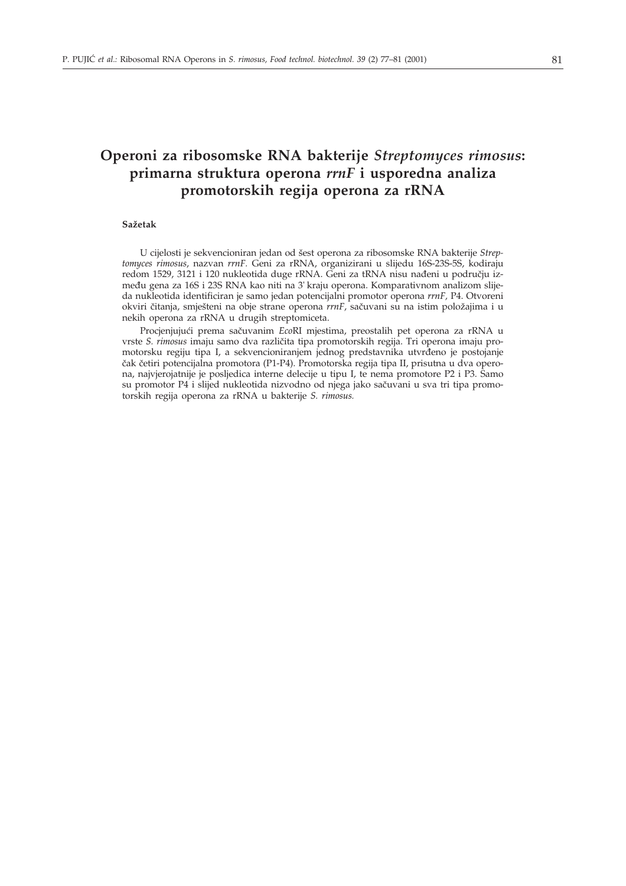# Operoni za ribosomske RNA bakterije *Streptomyces rimosus*: primarna struktura operona *rrnF* i usporedna analiza promotorskih regija operona za rRNA

### Sažetak

U cijelosti je sekvencioniran jedan od šest operona za ribosomske RNA bakterije *Streptomyces rimosus*, nazvan *rrnF*. Geni za rRNA, organizirani u slijedu 16S-23S-5S, kodiraju redom 1529, 3121 i 120 nukleotida duge rRNA. Geni za tRNA nisu nađeni u području između gena za 16S i 23S RNA kao niti na 3' kraju operona. Komparativnom analizom slijeda nukleotida identificiran je samo jedan potencijalni promotor operona *rrnF*, P4. Otvoreni okviri čitanja, smješteni na obje strane operona *rrnF*, sačuvani su na istim položajima i u nekih operona za rRNA u drugih streptomiceta.

Procjenjujući prema sačuvanim *Eco*RI mjestima, preostalih pet operona za rRNA u vrste *S. rimosus* imaju samo dva različita tipa promotorskih regija. Tri operona imaju promotorsku regiju tipa I, a sekvencioniranjem jednog predstavnika utvrđeno je postojanje čak četiri potencijalna promotora (P1-P4). Promotorska regija tipa II, prisutna u dva operona, najvjerojatnije je posljedica interne delecije u tipu I, te nema promotore P2 i P3. Samo su promotor P4 i slijed nukleotida nizvodno od njega jako sačuvani u sva tri tipa promotorskih regija operona za rRNA u bakterije *S. rimosus.*